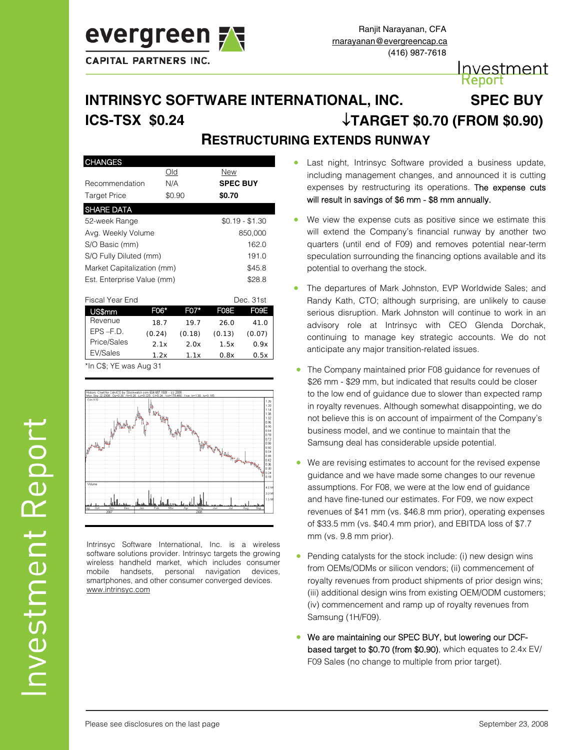evergreen CAPITAL PARTNERS INC.

Ranjit Narayanan, CFA
rnarayanan@evergreencap.ca
(416) 987-7618

Investment Report

# INTRINSYC SOFTWARE INTERNATIONAL, INC. — SPEC BUY

## ICS-TSX $0.24 — ↓TARGET $0.70 (FROM $0.90)

## RESTRUCTURING EXTENDS RUNWAY

| CHANGES | Old | New |
|---|---|---|
| Recommendation | N/A | **SPEC BUY** |
| Target Price | $0.90 | **$0.70** |

| SHARE DATA | |
|---|---|
| 52-week Range | $0.19 - $1.30 |
| Avg. Weekly Volume | 850,000 |
| S/O Basic (mm) | 162.0 |
| S/O Fully Diluted (mm) | 191.0 |
| Market Capitalization (mm) | $45.8 |
| Est. Enterprise Value (mm) | $28.8 |

Fiscal Year End: Dec. 31st

| US$mm | F06* | F07* | F08E | F09E |
|---|---|---|---|---|
| Revenue | 18.7 | 19.7 | 26.0 | 41.0 |
| EPS –F.D. | (0.24) | (0.18) | (0.13) | (0.07) |
| Price/Sales | 2.1x | 2.0x | 1.5x | 0.9x |
| EV/Sales | 1.2x | 1.1x | 0.8x | 0.5x |

*In C$; YE was Aug 31

Intrinsyc Software International, Inc. is a wireless software solutions provider. Intrinsyc targets the growing wireless handheld market, which includes consumer mobile handsets, personal navigation devices, smartphones, and other consumer converged devices. www.intrinsyc.com

- Last night, Intrinsyc Software provided a business update, including management changes, and announced it is cutting expenses by restructuring its operations. The expense cuts will result in savings of $6 mm - $8 mm annually.
- We view the expense cuts as positive since we estimate this will extend the Company's financial runway by another two quarters (until end of F09) and removes potential near-term speculation surrounding the financing options available and its potential to overhang the stock.
- The departures of Mark Johnston, EVP Worldwide Sales; and Randy Kath, CTO; although surprising, are unlikely to cause serious disruption. Mark Johnston will continue to work in an advisory role at Intrinsyc with CEO Glenda Dorchak, continuing to manage key strategic accounts. We do not anticipate any major transition-related issues.
- The Company maintained prior F08 guidance for revenues of $26 mm - $29 mm, but indicated that results could be closer to the low end of guidance due to slower than expected ramp in royalty revenues. Although somewhat disappointing, we do not believe this is on account of impairment of the Company's business model, and we continue to maintain that the Samsung deal has considerable upside potential.
- We are revising estimates to account for the revised expense guidance and we have made some changes to our revenue assumptions. For F08, we were at the low end of guidance and have fine-tuned our estimates. For F09, we now expect revenues of $41 mm (vs. $46.8 mm prior), operating expenses of $33.5 mm (vs. $40.4 mm prior), and EBITDA loss of $7.7 mm (vs. 9.8 mm prior).
- Pending catalysts for the stock include: (i) new design wins from OEMs/ODMs or silicon vendors; (ii) commencement of royalty revenues from product shipments of prior design wins; (iii) additional design wins from existing OEM/ODM customers; (iv) commencement and ramp up of royalty revenues from Samsung (1H/F09).
- We are maintaining our SPEC BUY, but lowering our DCF-based target to $0.70 (from $0.90), which equates to 2.4x EV/F09 Sales (no change to multiple from prior target).

Please see disclosures on the last page

September 23, 2008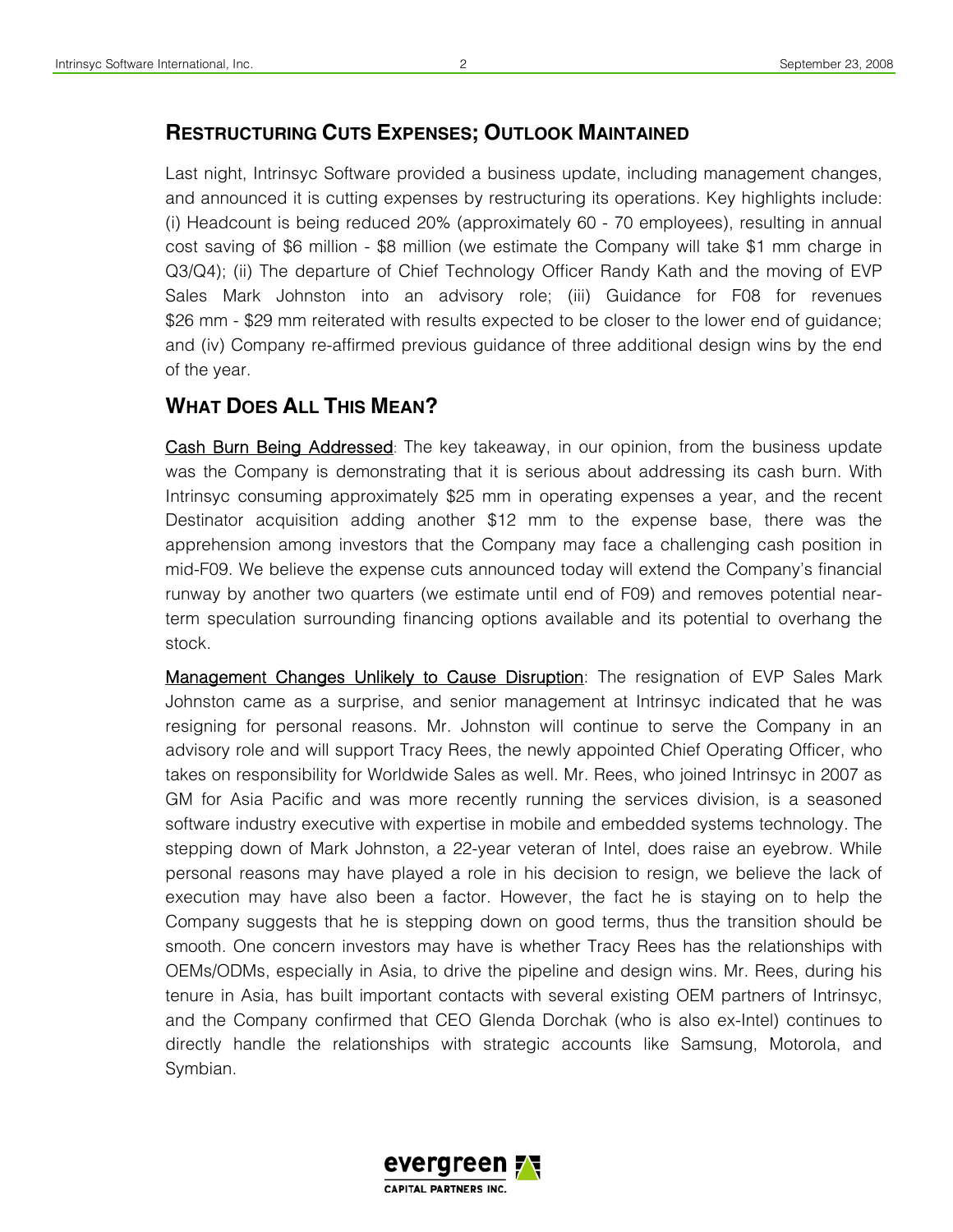## Restructuring Cuts Expenses; Outlook Maintained

Last night, Intrinsyc Software provided a business update, including management changes, and announced it is cutting expenses by restructuring its operations. Key highlights include: (i) Headcount is being reduced 20% (approximately 60 - 70 employees), resulting in annual cost saving of $6 million - $8 million (we estimate the Company will take $1 mm charge in Q3/Q4); (ii) The departure of Chief Technology Officer Randy Kath and the moving of EVP Sales Mark Johnston into an advisory role; (iii) Guidance for F08 for revenues $26 mm - $29 mm reiterated with results expected to be closer to the lower end of guidance; and (iv) Company re-affirmed previous guidance of three additional design wins by the end of the year.

## What Does All This Mean?

Cash Burn Being Addressed: The key takeaway, in our opinion, from the business update was the Company is demonstrating that it is serious about addressing its cash burn. With Intrinsyc consuming approximately $25 mm in operating expenses a year, and the recent Destinator acquisition adding another $12 mm to the expense base, there was the apprehension among investors that the Company may face a challenging cash position in mid-F09. We believe the expense cuts announced today will extend the Company's financial runway by another two quarters (we estimate until end of F09) and removes potential near-term speculation surrounding financing options available and its potential to overhang the stock.

Management Changes Unlikely to Cause Disruption: The resignation of EVP Sales Mark Johnston came as a surprise, and senior management at Intrinsyc indicated that he was resigning for personal reasons. Mr. Johnston will continue to serve the Company in an advisory role and will support Tracy Rees, the newly appointed Chief Operating Officer, who takes on responsibility for Worldwide Sales as well. Mr. Rees, who joined Intrinsyc in 2007 as GM for Asia Pacific and was more recently running the services division, is a seasoned software industry executive with expertise in mobile and embedded systems technology. The stepping down of Mark Johnston, a 22-year veteran of Intel, does raise an eyebrow. While personal reasons may have played a role in his decision to resign, we believe the lack of execution may have also been a factor. However, the fact he is staying on to help the Company suggests that he is stepping down on good terms, thus the transition should be smooth. One concern investors may have is whether Tracy Rees has the relationships with OEMs/ODMs, especially in Asia, to drive the pipeline and design wins. Mr. Rees, during his tenure in Asia, has built important contacts with several existing OEM partners of Intrinsyc, and the Company confirmed that CEO Glenda Dorchak (who is also ex-Intel) continues to directly handle the relationships with strategic accounts like Samsung, Motorola, and Symbian.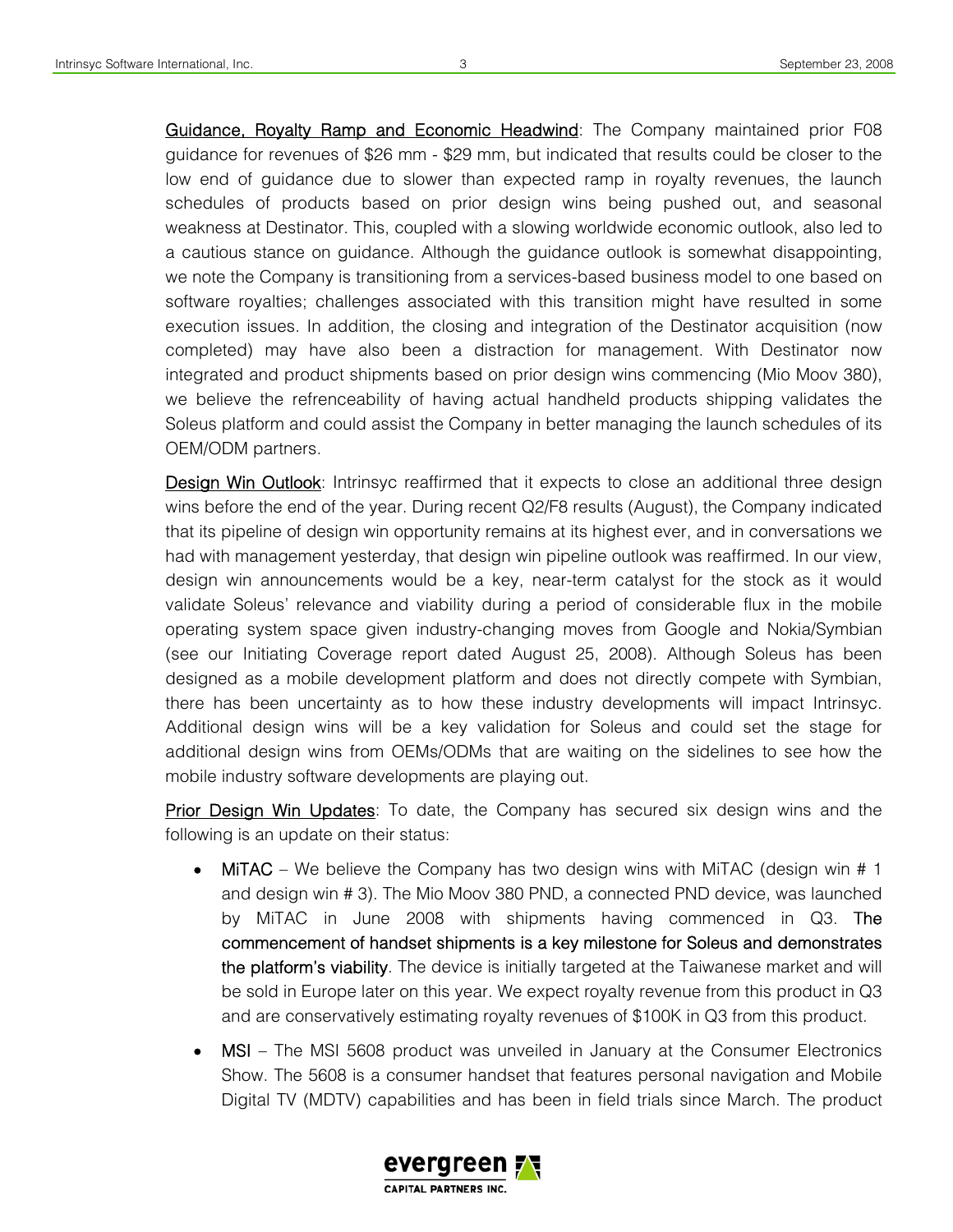Guidance, Royalty Ramp and Economic Headwind: The Company maintained prior F08 guidance for revenues of $26 mm - $29 mm, but indicated that results could be closer to the low end of guidance due to slower than expected ramp in royalty revenues, the launch schedules of products based on prior design wins being pushed out, and seasonal weakness at Destinator. This, coupled with a slowing worldwide economic outlook, also led to a cautious stance on guidance. Although the guidance outlook is somewhat disappointing, we note the Company is transitioning from a services-based business model to one based on software royalties; challenges associated with this transition might have resulted in some execution issues. In addition, the closing and integration of the Destinator acquisition (now completed) may have also been a distraction for management. With Destinator now integrated and product shipments based on prior design wins commencing (Mio Moov 380), we believe the refrenceability of having actual handheld products shipping validates the Soleus platform and could assist the Company in better managing the launch schedules of its OEM/ODM partners.

Design Win Outlook: Intrinsyc reaffirmed that it expects to close an additional three design wins before the end of the year. During recent Q2/F8 results (August), the Company indicated that its pipeline of design win opportunity remains at its highest ever, and in conversations we had with management yesterday, that design win pipeline outlook was reaffirmed. In our view, design win announcements would be a key, near-term catalyst for the stock as it would validate Soleus' relevance and viability during a period of considerable flux in the mobile operating system space given industry-changing moves from Google and Nokia/Symbian (see our Initiating Coverage report dated August 25, 2008). Although Soleus has been designed as a mobile development platform and does not directly compete with Symbian, there has been uncertainty as to how these industry developments will impact Intrinsyc. Additional design wins will be a key validation for Soleus and could set the stage for additional design wins from OEMs/ODMs that are waiting on the sidelines to see how the mobile industry software developments are playing out.

Prior Design Win Updates: To date, the Company has secured six design wins and the following is an update on their status:

- MiTAC – We believe the Company has two design wins with MiTAC (design win # 1 and design win # 3). The Mio Moov 380 PND, a connected PND device, was launched by MiTAC in June 2008 with shipments having commenced in Q3. The commencement of handset shipments is a key milestone for Soleus and demonstrates the platform's viability. The device is initially targeted at the Taiwanese market and will be sold in Europe later on this year. We expect royalty revenue from this product in Q3 and are conservatively estimating royalty revenues of $100K in Q3 from this product.
- MSI – The MSI 5608 product was unveiled in January at the Consumer Electronics Show. The 5608 is a consumer handset that features personal navigation and Mobile Digital TV (MDTV) capabilities and has been in field trials since March. The product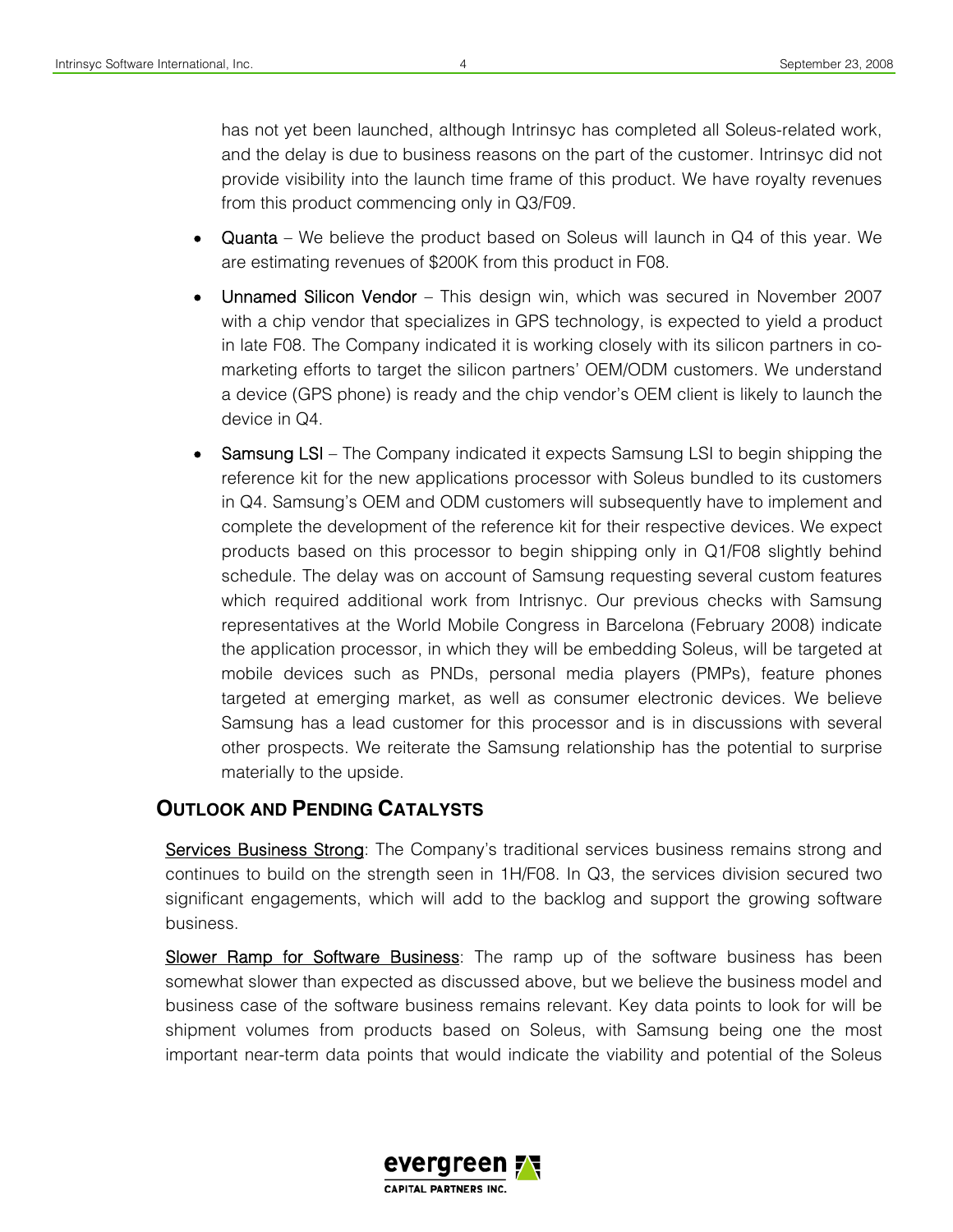has not yet been launched, although Intrinsyc has completed all Soleus-related work, and the delay is due to business reasons on the part of the customer. Intrinsyc did not provide visibility into the launch time frame of this product. We have royalty revenues from this product commencing only in Q3/F09.

- **Quanta** – We believe the product based on Soleus will launch in Q4 of this year. We are estimating revenues of $200K from this product in F08.
- **Unnamed Silicon Vendor** – This design win, which was secured in November 2007 with a chip vendor that specializes in GPS technology, is expected to yield a product in late F08. The Company indicated it is working closely with its silicon partners in co-marketing efforts to target the silicon partners' OEM/ODM customers. We understand a device (GPS phone) is ready and the chip vendor's OEM client is likely to launch the device in Q4.
- **Samsung LSI** – The Company indicated it expects Samsung LSI to begin shipping the reference kit for the new applications processor with Soleus bundled to its customers in Q4. Samsung's OEM and ODM customers will subsequently have to implement and complete the development of the reference kit for their respective devices. We expect products based on this processor to begin shipping only in Q1/F08 slightly behind schedule. The delay was on account of Samsung requesting several custom features which required additional work from Intrisnyc. Our previous checks with Samsung representatives at the World Mobile Congress in Barcelona (February 2008) indicate the application processor, in which they will be embedding Soleus, will be targeted at mobile devices such as PNDs, personal media players (PMPs), feature phones targeted at emerging market, as well as consumer electronic devices. We believe Samsung has a lead customer for this processor and is in discussions with several other prospects. We reiterate the Samsung relationship has the potential to surprise materially to the upside.

## OUTLOOK AND PENDING CATALYSTS

Services Business Strong: The Company's traditional services business remains strong and continues to build on the strength seen in 1H/F08. In Q3, the services division secured two significant engagements, which will add to the backlog and support the growing software business.

Slower Ramp for Software Business: The ramp up of the software business has been somewhat slower than expected as discussed above, but we believe the business model and business case of the software business remains relevant. Key data points to look for will be shipment volumes from products based on Soleus, with Samsung being one the most important near-term data points that would indicate the viability and potential of the Soleus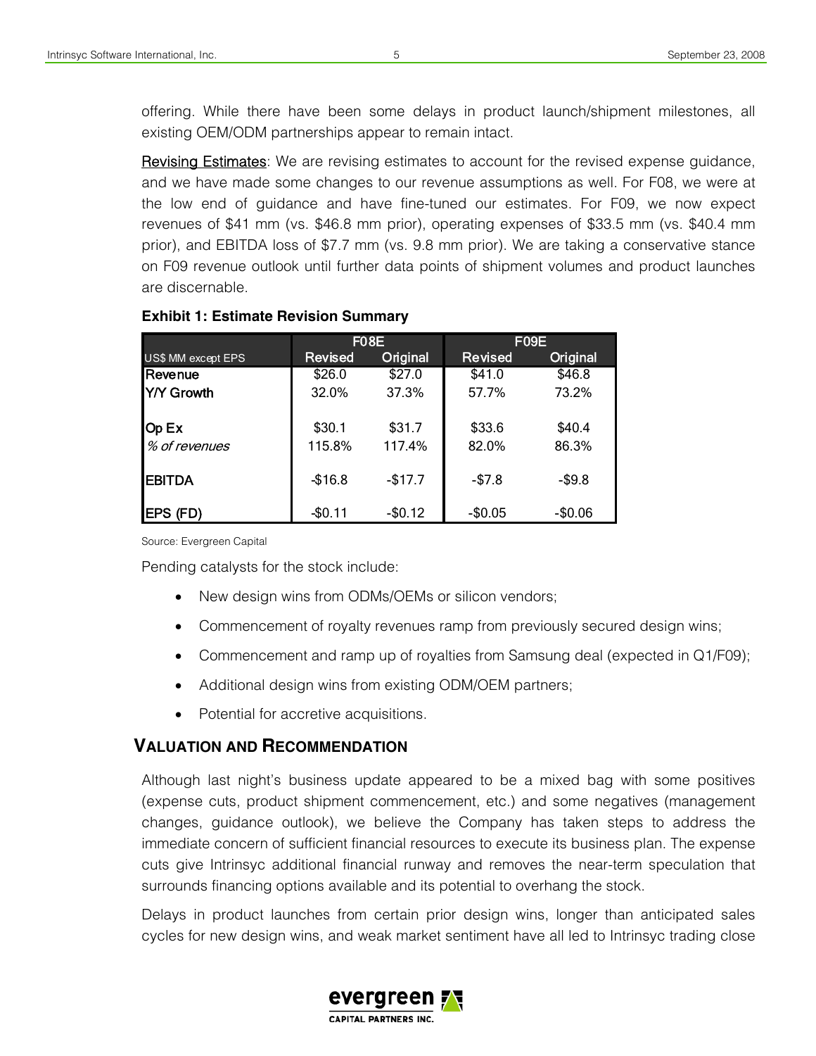offering. While there have been some delays in product launch/shipment milestones, all existing OEM/ODM partnerships appear to remain intact.

Revising Estimates: We are revising estimates to account for the revised expense guidance, and we have made some changes to our revenue assumptions as well. For F08, we were at the low end of guidance and have fine-tuned our estimates. For F09, we now expect revenues of $41 mm (vs. $46.8 mm prior), operating expenses of $33.5 mm (vs. $40.4 mm prior), and EBITDA loss of $7.7 mm (vs. 9.8 mm prior). We are taking a conservative stance on F09 revenue outlook until further data points of shipment volumes and product launches are discernable.

**Exhibit 1: Estimate Revision Summary**

| | F08E | | F09E | |
|---|---|---|---|---|
| US$ MM except EPS | Revised | Original | Revised | Original |
| **Revenue** | $26.0 | $27.0 | $41.0 | $46.8 |
| **Y/Y Growth** | 32.0% | 37.3% | 57.7% | 73.2% |
| **Op Ex** | $30.1 | $31.7 | $33.6 | $40.4 |
| *% of revenues* | 115.8% | 117.4% | 82.0% | 86.3% |
| **EBITDA** | -$16.8 | -$17.7 | -$7.8 | -$9.8 |
| **EPS (FD)** | -$0.11 | -$0.12 | -$0.05 | -$0.06 |

Source: Evergreen Capital

Pending catalysts for the stock include:

- New design wins from ODMs/OEMs or silicon vendors;
- Commencement of royalty revenues ramp from previously secured design wins;
- Commencement and ramp up of royalties from Samsung deal (expected in Q1/F09);
- Additional design wins from existing ODM/OEM partners;
- Potential for accretive acquisitions.

## VALUATION AND RECOMMENDATION

Although last night's business update appeared to be a mixed bag with some positives (expense cuts, product shipment commencement, etc.) and some negatives (management changes, guidance outlook), we believe the Company has taken steps to address the immediate concern of sufficient financial resources to execute its business plan. The expense cuts give Intrinsyc additional financial runway and removes the near-term speculation that surrounds financing options available and its potential to overhang the stock.

Delays in product launches from certain prior design wins, longer than anticipated sales cycles for new design wins, and weak market sentiment have all led to Intrinsyc trading close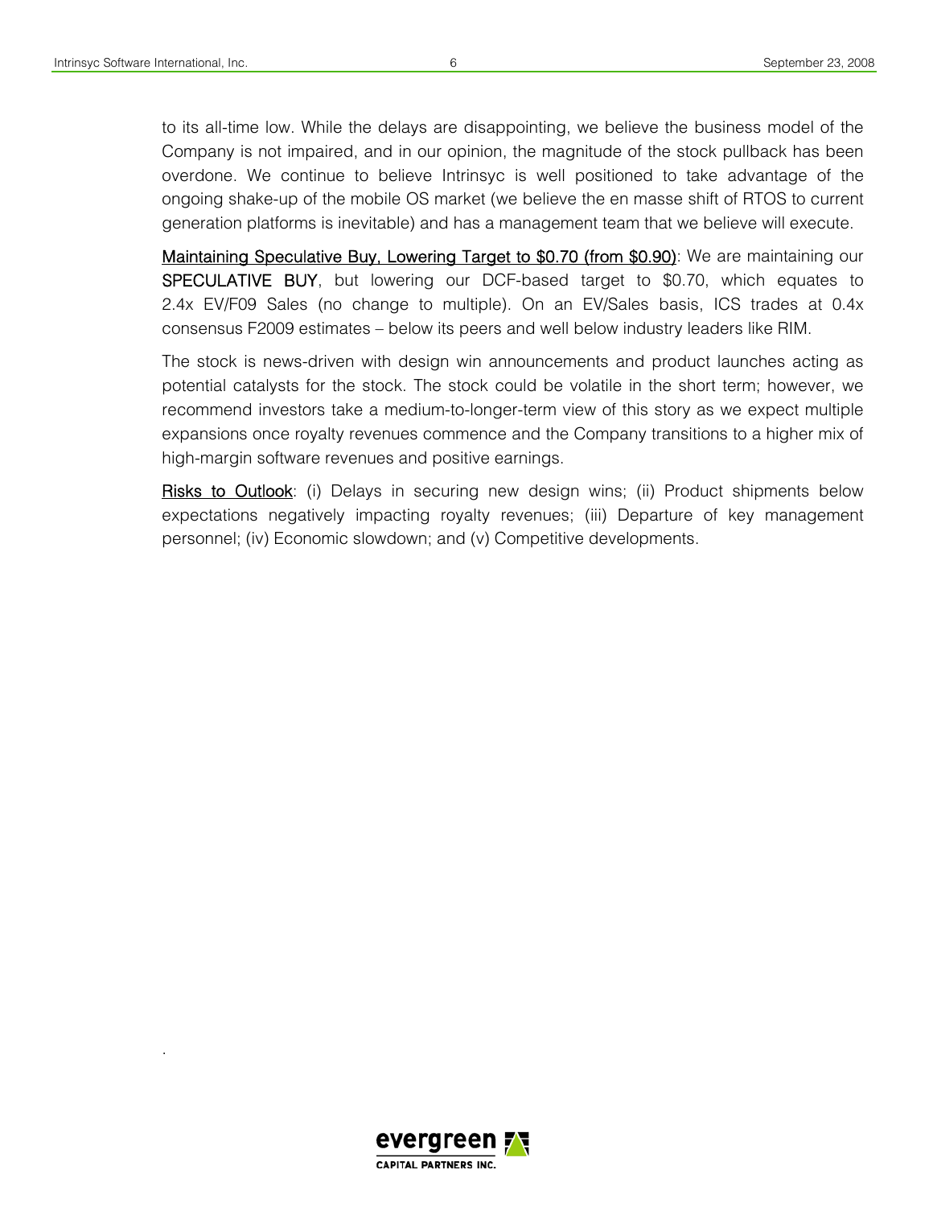to its all-time low. While the delays are disappointing, we believe the business model of the Company is not impaired, and in our opinion, the magnitude of the stock pullback has been overdone. We continue to believe Intrinsyc is well positioned to take advantage of the ongoing shake-up of the mobile OS market (we believe the en masse shift of RTOS to current generation platforms is inevitable) and has a management team that we believe will execute.

Maintaining Speculative Buy, Lowering Target to $0.70 (from $0.90): We are maintaining our **SPECULATIVE BUY**, but lowering our DCF-based target to $0.70, which equates to 2.4x EV/F09 Sales (no change to multiple). On an EV/Sales basis, ICS trades at 0.4x consensus F2009 estimates – below its peers and well below industry leaders like RIM.

The stock is news-driven with design win announcements and product launches acting as potential catalysts for the stock. The stock could be volatile in the short term; however, we recommend investors take a medium-to-longer-term view of this story as we expect multiple expansions once royalty revenues commence and the Company transitions to a higher mix of high-margin software revenues and positive earnings.

Risks to Outlook: (i) Delays in securing new design wins; (ii) Product shipments below expectations negatively impacting royalty revenues; (iii) Departure of key management personnel; (iv) Economic slowdown; and (v) Competitive developments.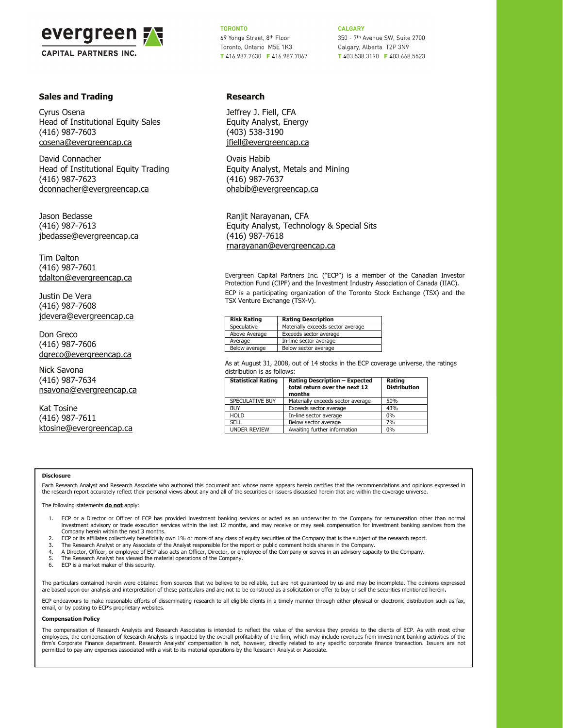evergreen CAPITAL PARTNERS INC.

**TORONTO**
69 Yonge Street, 8th Floor
Toronto, Ontario M5E 1K3
T 416.987.7630 F 416.987.7067

**CALGARY**
350 - 7th Avenue SW, Suite 2700
Calgary, Alberta T2P 3N9
T 403.538.3190 F 403.668.5523

### Sales and Trading

Cyrus Osena
Head of Institutional Equity Sales
(416) 987-7603
cosena@evergreencap.ca

David Connacher
Head of Institutional Equity Trading
(416) 987-7623
dconnacher@evergreencap.ca

Jason Bedasse
(416) 987-7613
jbedasse@evergreencap.ca

Tim Dalton
(416) 987-7601
tdalton@evergreencap.ca

Justin De Vera
(416) 987-7608
jdevera@evergreencap.ca

Don Greco
(416) 987-7606
dgreco@evergreencap.ca

Nick Savona
(416) 987-7634
nsavona@evergreencap.ca

Kat Tosine
(416) 987-7611
ktosine@evergreencap.ca

### Research

Jeffrey J. Fiell, CFA
Equity Analyst, Energy
(403) 538-3190
jfiell@evergreencap.ca

Ovais Habib
Equity Analyst, Metals and Mining
(416) 987-7637
ohabib@evergreencap.ca

Ranjit Narayanan, CFA
Equity Analyst, Technology & Special Sits
(416) 987-7618
rnarayanan@evergreencap.ca

Evergreen Capital Partners Inc. ("ECP") is a member of the Canadian Investor Protection Fund (CIPF) and the Investment Industry Association of Canada (IIAC). ECP is a participating organization of the Toronto Stock Exchange (TSX) and the TSX Venture Exchange (TSX-V).

| Risk Rating | Rating Description |
|---|---|
| Speculative | Materially exceeds sector average |
| Above Average | Exceeds sector average |
| Average | In-line sector average |
| Below average | Below sector average |

As at August 31, 2008, out of 14 stocks in the ECP coverage universe, the ratings distribution is as follows:

| Statistical Rating | Rating Description – Expected total return over the next 12 months | Rating Distribution |
|---|---|---|
| SPECULATIVE BUY | Materially exceeds sector average | 50% |
| BUY | Exceeds sector average | 43% |
| HOLD | In-line sector average | 0% |
| SELL | Below sector average | 7% |
| UNDER REVIEW | Awaiting further information | 0% |

**Disclosure**

Each Research Analyst and Research Associate who authored this document and whose name appears herein certifies that the recommendations and opinions expressed in the research report accurately reflect their personal views about any and all of the securities or issuers discussed herein that are within the coverage universe.

The following statements **do not** apply:

1. ECP or a Director or Officer of ECP has provided investment banking services or acted as an underwriter to the Company for remuneration other than normal investment advisory or trade execution services within the last 12 months, and may receive or may seek compensation for investment banking services from the Company herein within the next 3 months.
2. ECP or its affiliates collectively beneficially own 1% or more of any class of equity securities of the Company that is the subject of the research report.
3. The Research Analyst or any Associate of the Analyst responsible for the report or public comment holds shares in the Company.
4. A Director, Officer, or employee of ECP also acts an Officer, Director, or employee of the Company or serves in an advisory capacity to the Company.
5. The Research Analyst has viewed the material operations of the Company.
6. ECP is a market maker of this security.

The particulars contained herein were obtained from sources that we believe to be reliable, but are not guaranteed by us and may be incomplete. The opinions expressed are based upon our analysis and interpretation of these particulars and are not to be construed as a solicitation or offer to buy or sell the securities mentioned herein**.**

ECP endeavours to make reasonable efforts of disseminating research to all eligible clients in a timely manner through either physical or electronic distribution such as fax, email, or by posting to ECP's proprietary websites.

**Compensation Policy**

The compensation of Research Analysts and Research Associates is intended to reflect the value of the services they provide to the clients of ECP. As with most other employees, the compensation of Research Analysts is impacted by the overall profitability of the firm, which may include revenues from investment banking activities of the firm's Corporate Finance department. Research Analysts' compensation is not, however, directly related to any specific corporate finance transaction. Issuers are not permitted to pay any expenses associated with a visit to its material operations by the Research Analyst or Associate.